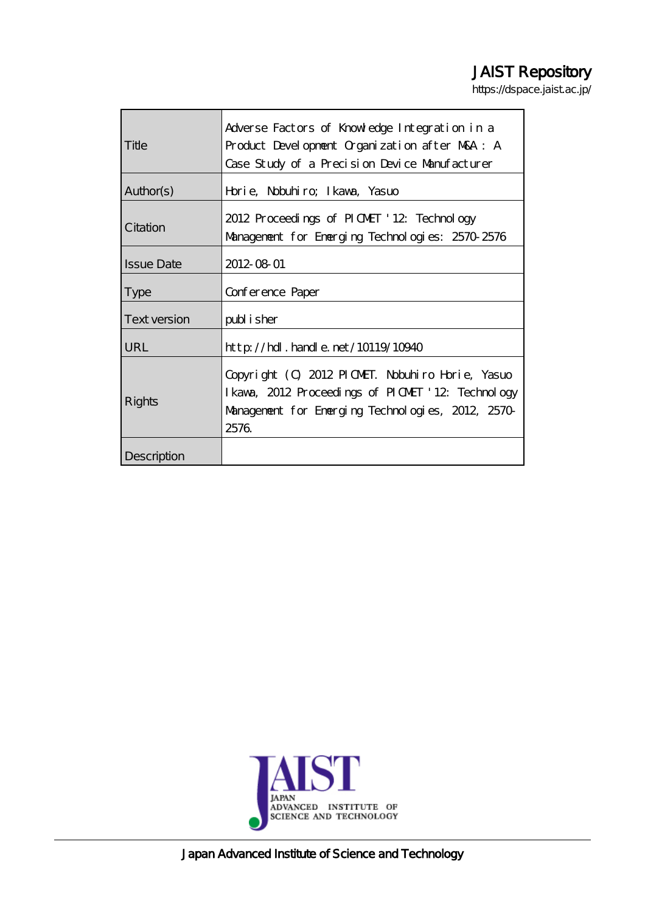JAIST Repository

https://dspace.jaist.ac.jp/

| Title | Adverse Factors of Knowledge Integration in a Product Development Organization after M&A : A Case Study of a Precision Device Manufacturer |
|---|---|
| Author(s) | Horie, Nobuhiro; Ikawa, Yasuo |
| Citation | 2012 Proceedings of PICMET '12: Technology Management for Emerging Technologies: 2570-2576 |
| Issue Date | 2012-08-01 |
| Type | Conference Paper |
| Text version | publisher |
| URL | http://hdl.handle.net/10119/10940 |
| Rights | Copyright (C) 2012 PICMET. Nobuhiro Horie, Yasuo Ikawa, 2012 Proceedings of PICMET '12: Technology Management for Emerging Technologies, 2012, 2570-2576. |
| Description | |

Japan Advanced Institute of Science and Technology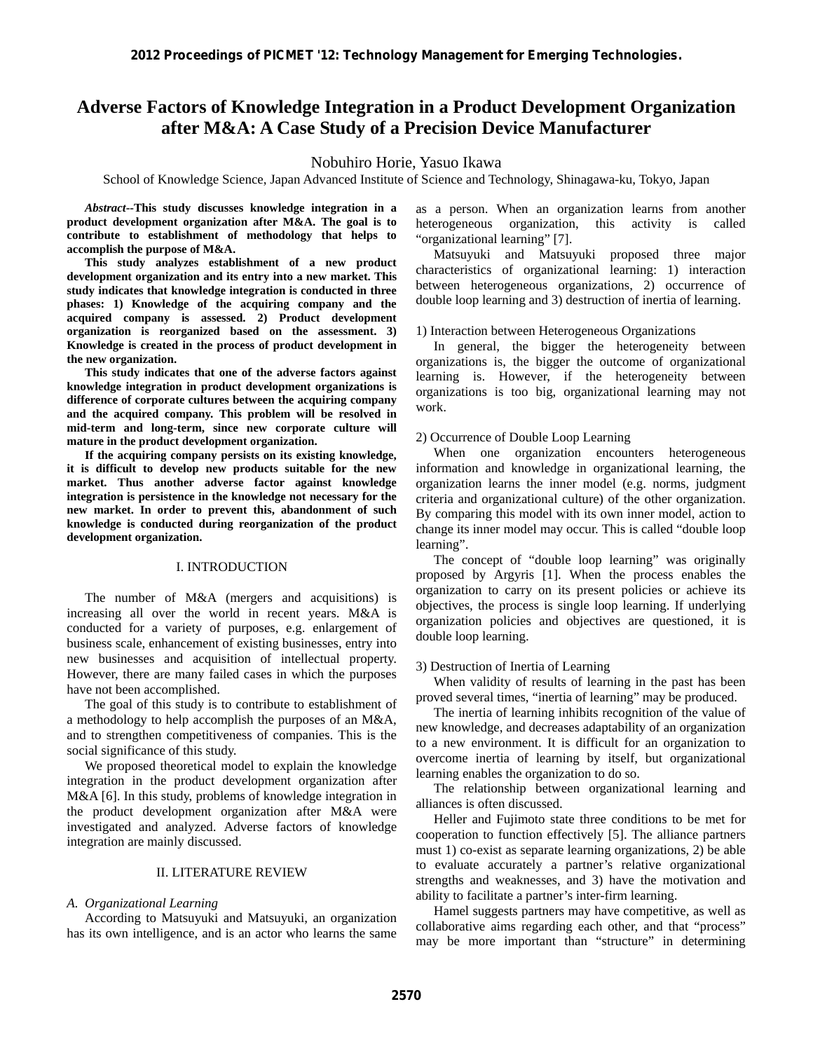# Adverse Factors of Knowledge Integration in a Product Development Organization after M&A: A Case Study of a Precision Device Manufacturer

Nobuhiro Horie, Yasuo Ikawa

School of Knowledge Science, Japan Advanced Institute of Science and Technology, Shinagawa-ku, Tokyo, Japan

***Abstract*--This study discusses knowledge integration in a product development organization after M&A. The goal is to contribute to establishment of methodology that helps to accomplish the purpose of M&A.**

**This study analyzes establishment of a new product development organization and its entry into a new market. This study indicates that knowledge integration is conducted in three phases: 1) Knowledge of the acquiring company and the acquired company is assessed. 2) Product development organization is reorganized based on the assessment. 3) Knowledge is created in the process of product development in the new organization.**

**This study indicates that one of the adverse factors against knowledge integration in product development organizations is difference of corporate cultures between the acquiring company and the acquired company. This problem will be resolved in mid-term and long-term, since new corporate culture will mature in the product development organization.**

**If the acquiring company persists on its existing knowledge, it is difficult to develop new products suitable for the new market. Thus another adverse factor against knowledge integration is persistence in the knowledge not necessary for the new market. In order to prevent this, abandonment of such knowledge is conducted during reorganization of the product development organization.**

## I. INTRODUCTION

The number of M&A (mergers and acquisitions) is increasing all over the world in recent years. M&A is conducted for a variety of purposes, e.g. enlargement of business scale, enhancement of existing businesses, entry into new businesses and acquisition of intellectual property. However, there are many failed cases in which the purposes have not been accomplished.

The goal of this study is to contribute to establishment of a methodology to help accomplish the purposes of an M&A, and to strengthen competitiveness of companies. This is the social significance of this study.

We proposed theoretical model to explain the knowledge integration in the product development organization after M&A [6]. In this study, problems of knowledge integration in the product development organization after M&A were investigated and analyzed. Adverse factors of knowledge integration are mainly discussed.

## II. LITERATURE REVIEW

### *A. Organizational Learning*

According to Matsuyuki and Matsuyuki, an organization has its own intelligence, and is an actor who learns the same as a person. When an organization learns from another heterogeneous organization, this activity is called "organizational learning" [7].

Matsuyuki and Matsuyuki proposed three major characteristics of organizational learning: 1) interaction between heterogeneous organizations, 2) occurrence of double loop learning and 3) destruction of inertia of learning.

1) Interaction between Heterogeneous Organizations

In general, the bigger the heterogeneity between organizations is, the bigger the outcome of organizational learning is. However, if the heterogeneity between organizations is too big, organizational learning may not work.

2) Occurrence of Double Loop Learning

When one organization encounters heterogeneous information and knowledge in organizational learning, the organization learns the inner model (e.g. norms, judgment criteria and organizational culture) of the other organization. By comparing this model with its own inner model, action to change its inner model may occur. This is called "double loop learning".

The concept of "double loop learning" was originally proposed by Argyris [1]. When the process enables the organization to carry on its present policies or achieve its objectives, the process is single loop learning. If underlying organization policies and objectives are questioned, it is double loop learning.

3) Destruction of Inertia of Learning

When validity of results of learning in the past has been proved several times, "inertia of learning" may be produced.

The inertia of learning inhibits recognition of the value of new knowledge, and decreases adaptability of an organization to a new environment. It is difficult for an organization to overcome inertia of learning by itself, but organizational learning enables the organization to do so.

The relationship between organizational learning and alliances is often discussed.

Heller and Fujimoto state three conditions to be met for cooperation to function effectively [5]. The alliance partners must 1) co-exist as separate learning organizations, 2) be able to evaluate accurately a partner's relative organizational strengths and weaknesses, and 3) have the motivation and ability to facilitate a partner's inter-firm learning.

Hamel suggests partners may have competitive, as well as collaborative aims regarding each other, and that "process" may be more important than "structure" in determining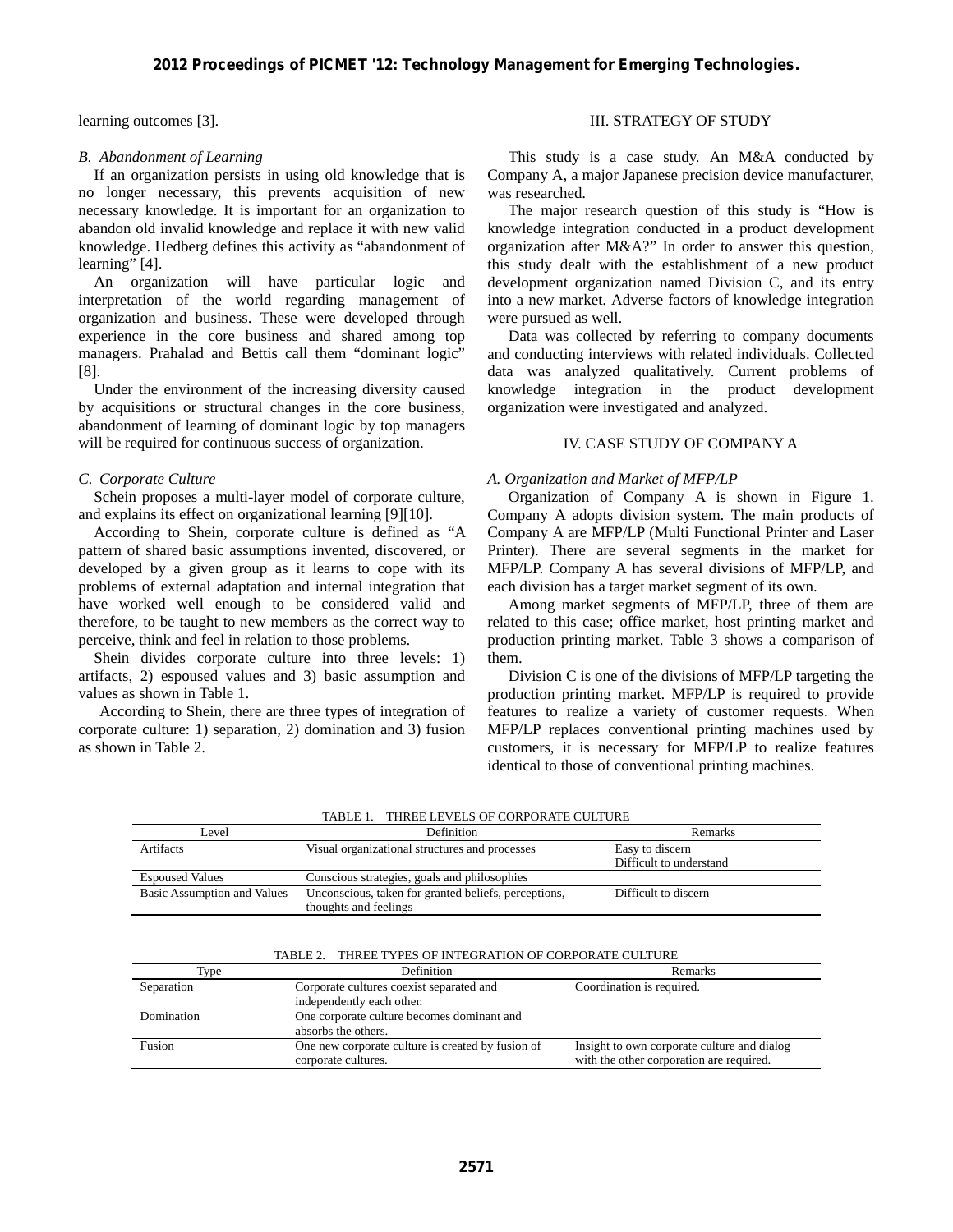learning outcomes [3].

### *B. Abandonment of Learning*

If an organization persists in using old knowledge that is no longer necessary, this prevents acquisition of new necessary knowledge. It is important for an organization to abandon old invalid knowledge and replace it with new valid knowledge. Hedberg defines this activity as "abandonment of learning" [4].

An organization will have particular logic and interpretation of the world regarding management of organization and business. These were developed through experience in the core business and shared among top managers. Prahalad and Bettis call them "dominant logic" [8].

Under the environment of the increasing diversity caused by acquisitions or structural changes in the core business, abandonment of learning of dominant logic by top managers will be required for continuous success of organization.

### *C. Corporate Culture*

Schein proposes a multi-layer model of corporate culture, and explains its effect on organizational learning [9][10].

According to Shein, corporate culture is defined as "A pattern of shared basic assumptions invented, discovered, or developed by a given group as it learns to cope with its problems of external adaptation and internal integration that have worked well enough to be considered valid and therefore, to be taught to new members as the correct way to perceive, think and feel in relation to those problems.

Shein divides corporate culture into three levels: 1) artifacts, 2) espoused values and 3) basic assumption and values as shown in Table 1.

According to Shein, there are three types of integration of corporate culture: 1) separation, 2) domination and 3) fusion as shown in Table 2.

## III. STRATEGY OF STUDY

This study is a case study. An M&A conducted by Company A, a major Japanese precision device manufacturer, was researched.

The major research question of this study is "How is knowledge integration conducted in a product development organization after M&A?" In order to answer this question, this study dealt with the establishment of a new product development organization named Division C, and its entry into a new market. Adverse factors of knowledge integration were pursued as well.

Data was collected by referring to company documents and conducting interviews with related individuals. Collected data was analyzed qualitatively. Current problems of knowledge integration in the product development organization were investigated and analyzed.

## IV. CASE STUDY OF COMPANY A

### *A. Organization and Market of MFP/LP*

Organization of Company A is shown in Figure 1. Company A adopts division system. The main products of Company A are MFP/LP (Multi Functional Printer and Laser Printer). There are several segments in the market for MFP/LP. Company A has several divisions of MFP/LP, and each division has a target market segment of its own.

Among market segments of MFP/LP, three of them are related to this case; office market, host printing market and production printing market. Table 3 shows a comparison of them.

Division C is one of the divisions of MFP/LP targeting the production printing market. MFP/LP is required to provide features to realize a variety of customer requests. When MFP/LP replaces conventional printing machines used by customers, it is necessary for MFP/LP to realize features identical to those of conventional printing machines.

TABLE 1. THREE LEVELS OF CORPORATE CULTURE

| Level | Definition | Remarks |
|---|---|---|
| Artifacts | Visual organizational structures and processes | Easy to discern<br>Difficult to understand |
| Espoused Values | Conscious strategies, goals and philosophies | |
| Basic Assumption and Values | Unconscious, taken for granted beliefs, perceptions, thoughts and feelings | Difficult to discern |

TABLE 2. THREE TYPES OF INTEGRATION OF CORPORATE CULTURE

| Type | Definition | Remarks |
|---|---|---|
| Separation | Corporate cultures coexist separated and independently each other. | Coordination is required. |
| Domination | One corporate culture becomes dominant and absorbs the others. | |
| Fusion | One new corporate culture is created by fusion of corporate cultures. | Insight to own corporate culture and dialog with the other corporation are required. |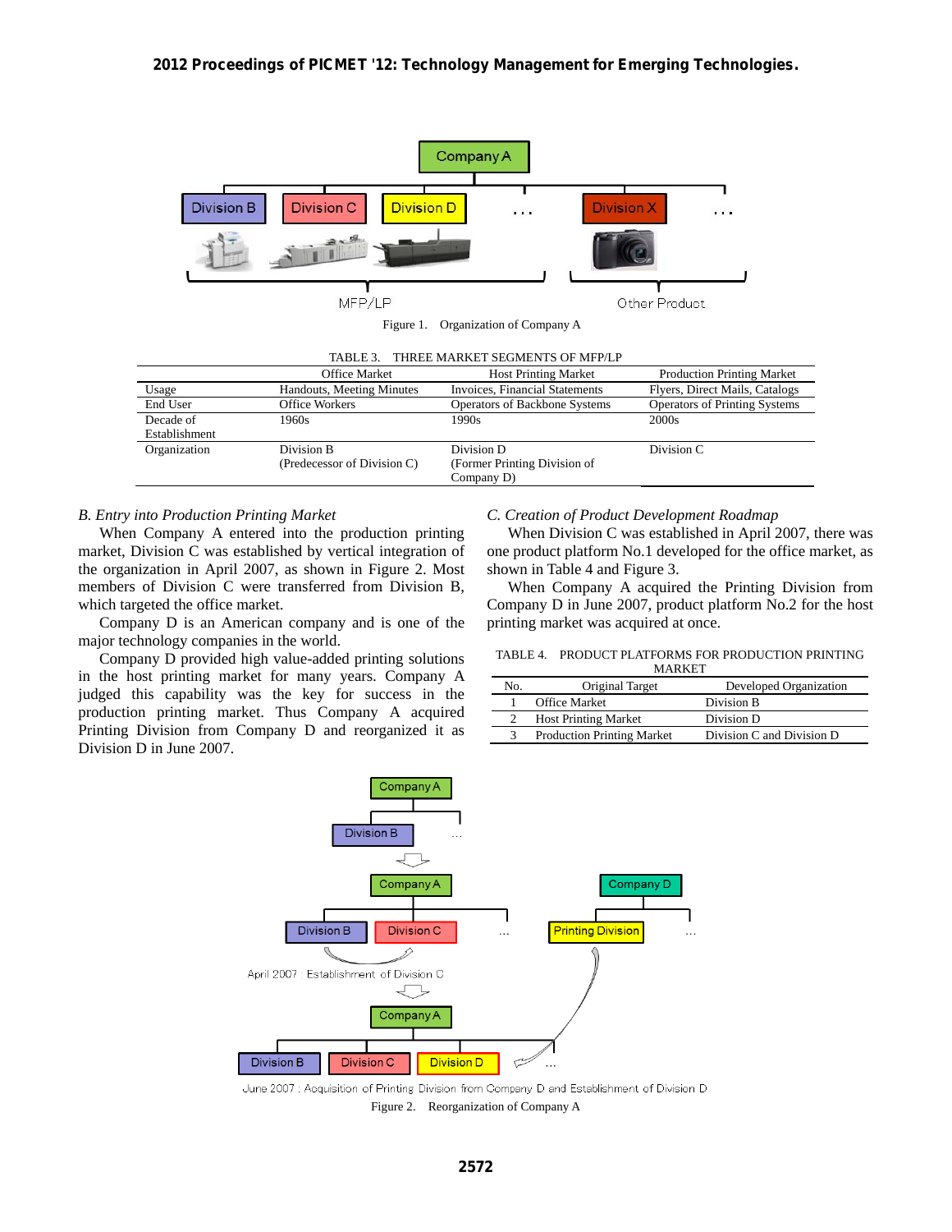Figure 1. Organization of Company A

TABLE 3. THREE MARKET SEGMENTS OF MFP/LP

| | Office Market | Host Printing Market | Production Printing Market |
|---|---|---|---|
| Usage | Handouts, Meeting Minutes | Invoices, Financial Statements | Flyers, Direct Mails, Catalogs |
| End User | Office Workers | Operators of Backbone Systems | Operators of Printing Systems |
| Decade of Establishment | 1960s | 1990s | 2000s |
| Organization | Division B (Predecessor of Division C) | Division D (Former Printing Division of Company D) | Division C |

### *B. Entry into Production Printing Market*

When Company A entered into the production printing market, Division C was established by vertical integration of the organization in April 2007, as shown in Figure 2. Most members of Division C were transferred from Division B, which targeted the office market.

Company D is an American company and is one of the major technology companies in the world.

Company D provided high value-added printing solutions in the host printing market for many years. Company A judged this capability was the key for success in the production printing market. Thus Company A acquired Printing Division from Company D and reorganized it as Division D in June 2007.

### *C. Creation of Product Development Roadmap*

When Division C was established in April 2007, there was one product platform No.1 developed for the office market, as shown in Table 4 and Figure 3.

When Company A acquired the Printing Division from Company D in June 2007, product platform No.2 for the host printing market was acquired at once.

TABLE 4. PRODUCT PLATFORMS FOR PRODUCTION PRINTING MARKET

| No. | Original Target | Developed Organization |
|---|---|---|
| 1 | Office Market | Division B |
| 2 | Host Printing Market | Division D |
| 3 | Production Printing Market | Division C and Division D |

June 2007 : Acquisition of Printing Division from Company D and Establishment of Division D

Figure 2. Reorganization of Company A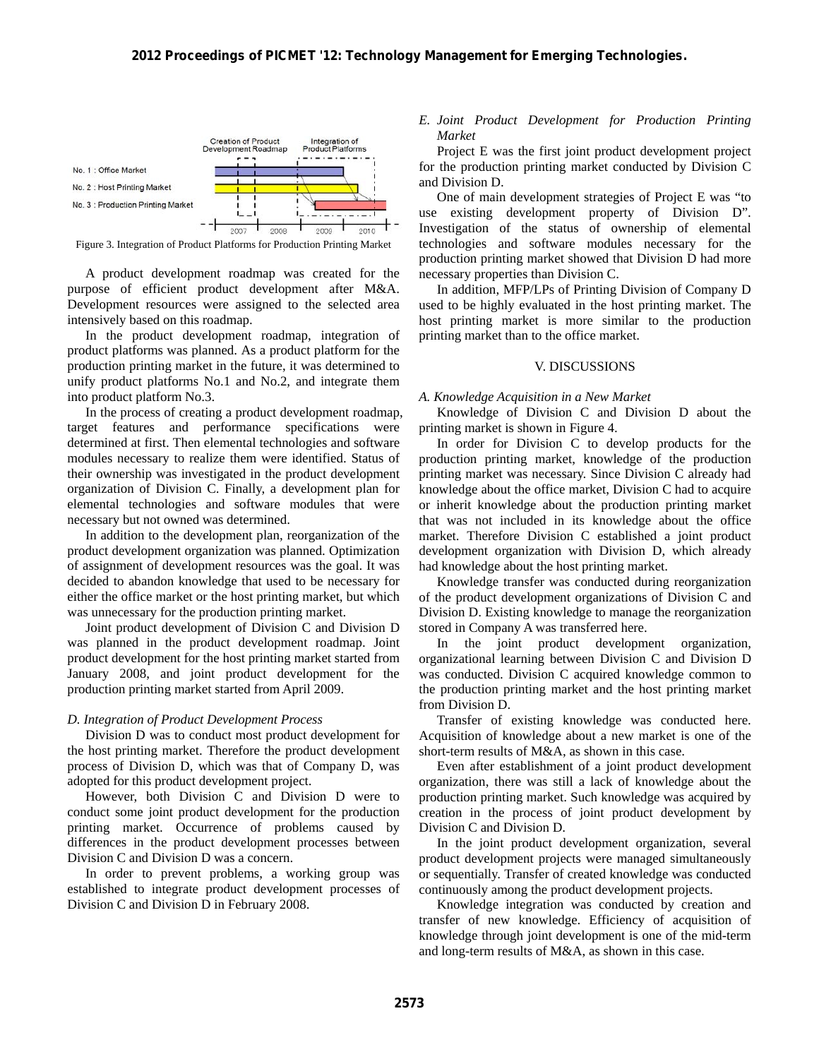Figure 3. Integration of Product Platforms for Production Printing Market

A product development roadmap was created for the purpose of efficient product development after M&A. Development resources were assigned to the selected area intensively based on this roadmap.

In the product development roadmap, integration of product platforms was planned. As a product platform for the production printing market in the future, it was determined to unify product platforms No.1 and No.2, and integrate them into product platform No.3.

In the process of creating a product development roadmap, target features and performance specifications were determined at first. Then elemental technologies and software modules necessary to realize them were identified. Status of their ownership was investigated in the product development organization of Division C. Finally, a development plan for elemental technologies and software modules that were necessary but not owned was determined.

In addition to the development plan, reorganization of the product development organization was planned. Optimization of assignment of development resources was the goal. It was decided to abandon knowledge that used to be necessary for either the office market or the host printing market, but which was unnecessary for the production printing market.

Joint product development of Division C and Division D was planned in the product development roadmap. Joint product development for the host printing market started from January 2008, and joint product development for the production printing market started from April 2009.

### *D. Integration of Product Development Process*

Division D was to conduct most product development for the host printing market. Therefore the product development process of Division D, which was that of Company D, was adopted for this product development project.

However, both Division C and Division D were to conduct some joint product development for the production printing market. Occurrence of problems caused by differences in the product development processes between Division C and Division D was a concern.

In order to prevent problems, a working group was established to integrate product development processes of Division C and Division D in February 2008.

### *E. Joint Product Development for Production Printing Market*

Project E was the first joint product development project for the production printing market conducted by Division C and Division D.

One of main development strategies of Project E was "to use existing development property of Division D". Investigation of the status of ownership of elemental technologies and software modules necessary for the production printing market showed that Division D had more necessary properties than Division C.

In addition, MFP/LPs of Printing Division of Company D used to be highly evaluated in the host printing market. The host printing market is more similar to the production printing market than to the office market.

## V. DISCUSSIONS

### *A. Knowledge Acquisition in a New Market*

Knowledge of Division C and Division D about the printing market is shown in Figure 4.

In order for Division C to develop products for the production printing market, knowledge of the production printing market was necessary. Since Division C already had knowledge about the office market, Division C had to acquire or inherit knowledge about the production printing market that was not included in its knowledge about the office market. Therefore Division C established a joint product development organization with Division D, which already had knowledge about the host printing market.

Knowledge transfer was conducted during reorganization of the product development organizations of Division C and Division D. Existing knowledge to manage the reorganization stored in Company A was transferred here.

In the joint product development organization, organizational learning between Division C and Division D was conducted. Division C acquired knowledge common to the production printing market and the host printing market from Division D.

Transfer of existing knowledge was conducted here. Acquisition of knowledge about a new market is one of the short-term results of M&A, as shown in this case.

Even after establishment of a joint product development organization, there was still a lack of knowledge about the production printing market. Such knowledge was acquired by creation in the process of joint product development by Division C and Division D.

In the joint product development organization, several product development projects were managed simultaneously or sequentially. Transfer of created knowledge was conducted continuously among the product development projects.

Knowledge integration was conducted by creation and transfer of new knowledge. Efficiency of acquisition of knowledge through joint development is one of the mid-term and long-term results of M&A, as shown in this case.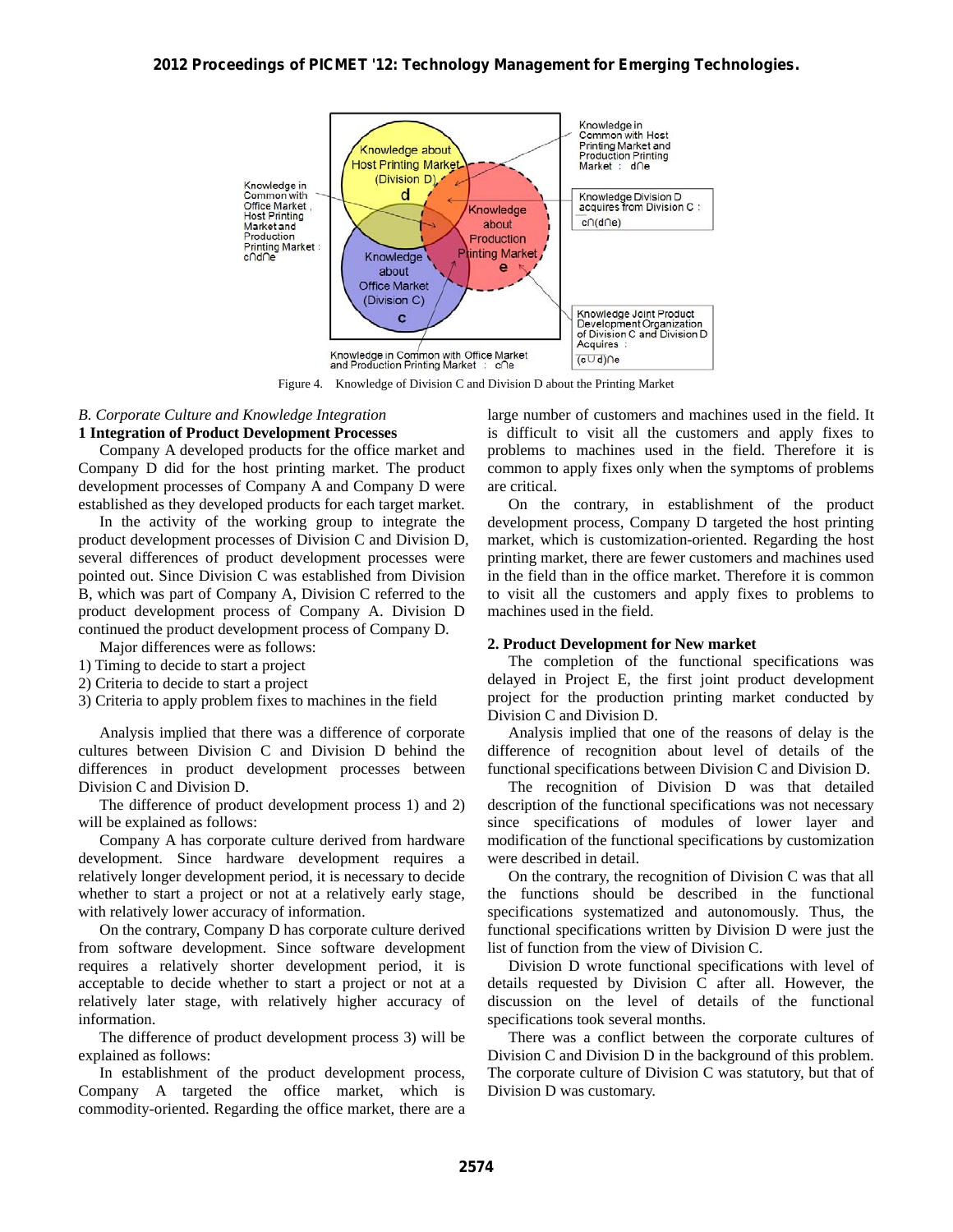Figure 4. Knowledge of Division C and Division D about the Printing Market

*B. Corporate Culture and Knowledge Integration*

**1 Integration of Product Development Processes**

Company A developed products for the office market and Company D did for the host printing market. The product development processes of Company A and Company D were established as they developed products for each target market.

In the activity of the working group to integrate the product development processes of Division C and Division D, several differences of product development processes were pointed out. Since Division C was established from Division B, which was part of Company A, Division C referred to the product development process of Company A. Division D continued the product development process of Company D.

Major differences were as follows:

1) Timing to decide to start a project
2) Criteria to decide to start a project
3) Criteria to apply problem fixes to machines in the field

Analysis implied that there was a difference of corporate cultures between Division C and Division D behind the differences in product development processes between Division C and Division D.

The difference of product development process 1) and 2) will be explained as follows:

Company A has corporate culture derived from hardware development. Since hardware development requires a relatively longer development period, it is necessary to decide whether to start a project or not at a relatively early stage, with relatively lower accuracy of information.

On the contrary, Company D has corporate culture derived from software development. Since software development requires a relatively shorter development period, it is acceptable to decide whether to start a project or not at a relatively later stage, with relatively higher accuracy of information.

The difference of product development process 3) will be explained as follows:

In establishment of the product development process, Company A targeted the office market, which is commodity-oriented. Regarding the office market, there are a large number of customers and machines used in the field. It is difficult to visit all the customers and apply fixes to problems to machines used in the field. Therefore it is common to apply fixes only when the symptoms of problems are critical.

On the contrary, in establishment of the product development process, Company D targeted the host printing market, which is customization-oriented. Regarding the host printing market, there are fewer customers and machines used in the field than in the office market. Therefore it is common to visit all the customers and apply fixes to problems to machines used in the field.

**2. Product Development for New market**

The completion of the functional specifications was delayed in Project E, the first joint product development project for the production printing market conducted by Division C and Division D.

Analysis implied that one of the reasons of delay is the difference of recognition about level of details of the functional specifications between Division C and Division D.

The recognition of Division D was that detailed description of the functional specifications was not necessary since specifications of modules of lower layer and modification of the functional specifications by customization were described in detail.

On the contrary, the recognition of Division C was that all the functions should be described in the functional specifications systematized and autonomously. Thus, the functional specifications written by Division D were just the list of function from the view of Division C.

Division D wrote functional specifications with level of details requested by Division C after all. However, the discussion on the level of details of the functional specifications took several months.

There was a conflict between the corporate cultures of Division C and Division D in the background of this problem. The corporate culture of Division C was statutory, but that of Division D was customary.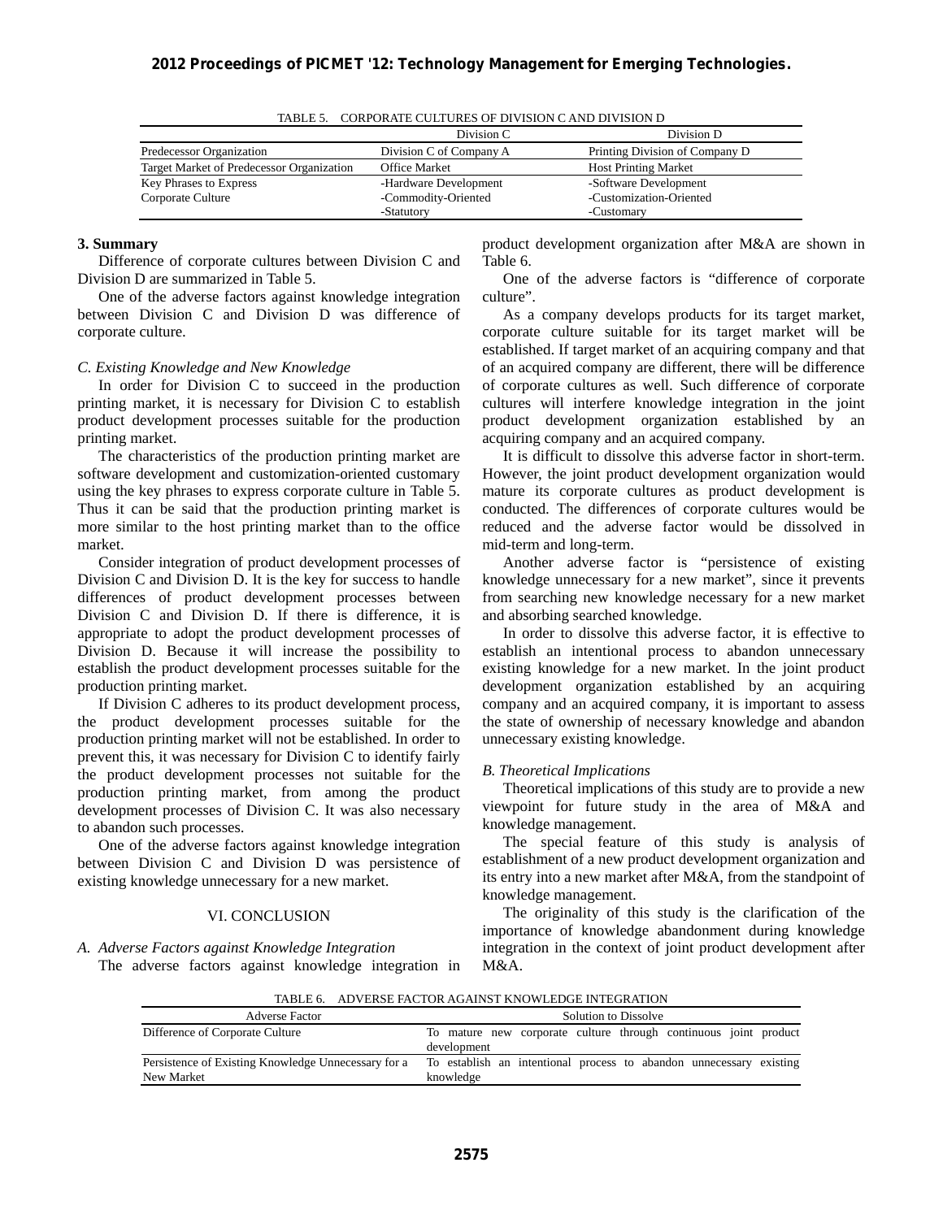TABLE 5. CORPORATE CULTURES OF DIVISION C AND DIVISION D

| | Division C | Division D |
|---|---|---|
| Predecessor Organization | Division C of Company A | Printing Division of Company D |
| Target Market of Predecessor Organization | Office Market | Host Printing Market |
| Key Phrases to Express Corporate Culture | -Hardware Development<br>-Commodity-Oriented<br>-Statutory | -Software Development<br>-Customization-Oriented<br>-Customary |

**3. Summary**

Difference of corporate cultures between Division C and Division D are summarized in Table 5.

One of the adverse factors against knowledge integration between Division C and Division D was difference of corporate culture.

*C. Existing Knowledge and New Knowledge*

In order for Division C to succeed in the production printing market, it is necessary for Division C to establish product development processes suitable for the production printing market.

The characteristics of the production printing market are software development and customization-oriented customary using the key phrases to express corporate culture in Table 5. Thus it can be said that the production printing market is more similar to the host printing market than to the office market.

Consider integration of product development processes of Division C and Division D. It is the key for success to handle differences of product development processes between Division C and Division D. If there is difference, it is appropriate to adopt the product development processes of Division D. Because it will increase the possibility to establish the product development processes suitable for the production printing market.

If Division C adheres to its product development process, the product development processes suitable for the production printing market will not be established. In order to prevent this, it was necessary for Division C to identify fairly the product development processes not suitable for the production printing market, from among the product development processes of Division C. It was also necessary to abandon such processes.

One of the adverse factors against knowledge integration between Division C and Division D was persistence of existing knowledge unnecessary for a new market.

## VI. CONCLUSION

*A. Adverse Factors against Knowledge Integration*

The adverse factors against knowledge integration in product development organization after M&A are shown in Table 6.

One of the adverse factors is "difference of corporate culture".

As a company develops products for its target market, corporate culture suitable for its target market will be established. If target market of an acquiring company and that of an acquired company are different, there will be difference of corporate cultures as well. Such difference of corporate cultures will interfere knowledge integration in the joint product development organization established by an acquiring company and an acquired company.

It is difficult to dissolve this adverse factor in short-term. However, the joint product development organization would mature its corporate cultures as product development is conducted. The differences of corporate cultures would be reduced and the adverse factor would be dissolved in mid-term and long-term.

Another adverse factor is "persistence of existing knowledge unnecessary for a new market", since it prevents from searching new knowledge necessary for a new market and absorbing searched knowledge.

In order to dissolve this adverse factor, it is effective to establish an intentional process to abandon unnecessary existing knowledge for a new market. In the joint product development organization established by an acquiring company and an acquired company, it is important to assess the state of ownership of necessary knowledge and abandon unnecessary existing knowledge.

*B. Theoretical Implications*

Theoretical implications of this study are to provide a new viewpoint for future study in the area of M&A and knowledge management.

The special feature of this study is analysis of establishment of a new product development organization and its entry into a new market after M&A, from the standpoint of knowledge management.

The originality of this study is the clarification of the importance of knowledge abandonment during knowledge integration in the context of joint product development after M&A.

TABLE 6. ADVERSE FACTOR AGAINST KNOWLEDGE INTEGRATION

| Adverse Factor | Solution to Dissolve |
|---|---|
| Difference of Corporate Culture | To mature new corporate culture through continuous joint product development |
| Persistence of Existing Knowledge Unnecessary for a New Market | To establish an intentional process to abandon unnecessary existing knowledge |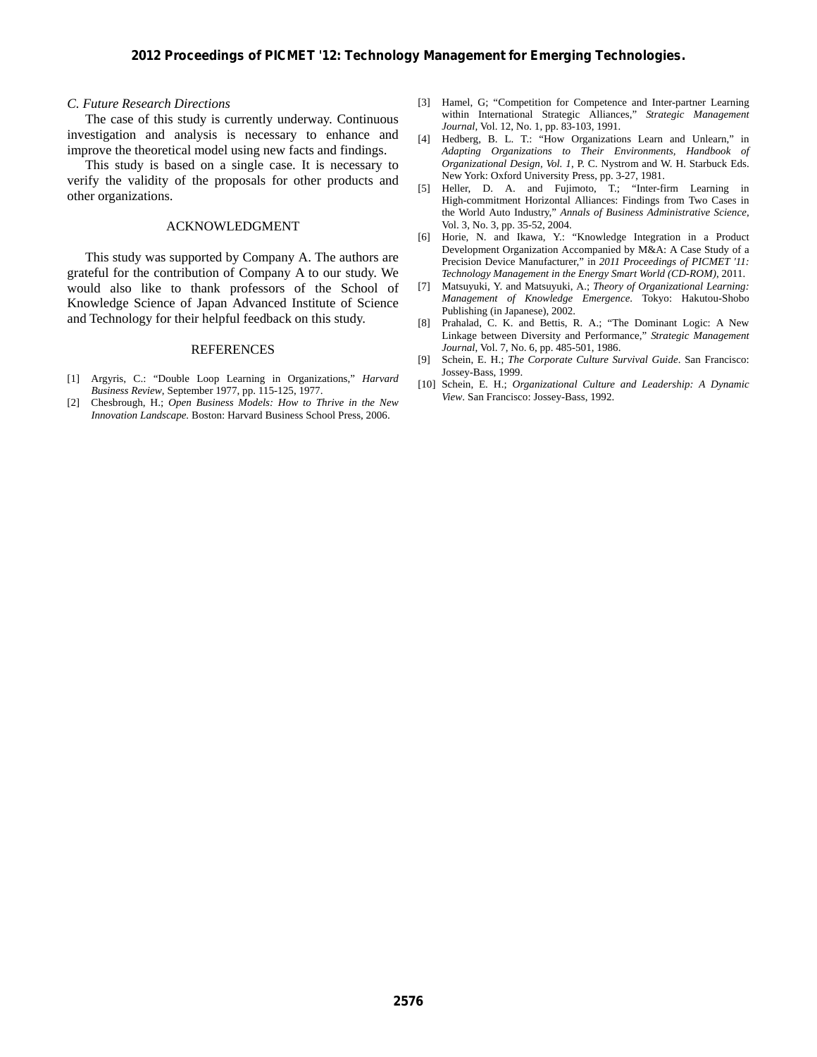### C. Future Research Directions

The case of this study is currently underway. Continuous investigation and analysis is necessary to enhance and improve the theoretical model using new facts and findings.

This study is based on a single case. It is necessary to verify the validity of the proposals for other products and other organizations.

## ACKNOWLEDGMENT

This study was supported by Company A. The authors are grateful for the contribution of Company A to our study. We would also like to thank professors of the School of Knowledge Science of Japan Advanced Institute of Science and Technology for their helpful feedback on this study.

## REFERENCES

[1] Argyris, C.: "Double Loop Learning in Organizations," *Harvard Business Review*, September 1977, pp. 115-125, 1977.

[2] Chesbrough, H.; *Open Business Models: How to Thrive in the New Innovation Landscape.* Boston: Harvard Business School Press, 2006.

[3] Hamel, G; "Competition for Competence and Inter-partner Learning within International Strategic Alliances," *Strategic Management Journal*, Vol. 12, No. 1, pp. 83-103, 1991.

[4] Hedberg, B. L. T.: "How Organizations Learn and Unlearn," in *Adapting Organizations to Their Environments, Handbook of Organizational Design, Vol. 1*, P. C. Nystrom and W. H. Starbuck Eds. New York: Oxford University Press, pp. 3-27, 1981.

[5] Heller, D. A. and Fujimoto, T.; "Inter-firm Learning in High-commitment Horizontal Alliances: Findings from Two Cases in the World Auto Industry," *Annals of Business Administrative Science*, Vol. 3, No. 3, pp. 35-52, 2004.

[6] Horie, N. and Ikawa, Y.: "Knowledge Integration in a Product Development Organization Accompanied by M&A: A Case Study of a Precision Device Manufacturer," in *2011 Proceedings of PICMET '11: Technology Management in the Energy Smart World (CD-ROM)*, 2011.

[7] Matsuyuki, Y. and Matsuyuki, A.; *Theory of Organizational Learning: Management of Knowledge Emergence.* Tokyo: Hakutou-Shobo Publishing (in Japanese), 2002.

[8] Prahalad, C. K. and Bettis, R. A.; "The Dominant Logic: A New Linkage between Diversity and Performance," *Strategic Management Journal*, Vol. 7, No. 6, pp. 485-501, 1986.

[9] Schein, E. H.; *The Corporate Culture Survival Guide*. San Francisco: Jossey-Bass, 1999.

[10] Schein, E. H.; *Organizational Culture and Leadership: A Dynamic View*. San Francisco: Jossey-Bass, 1992.